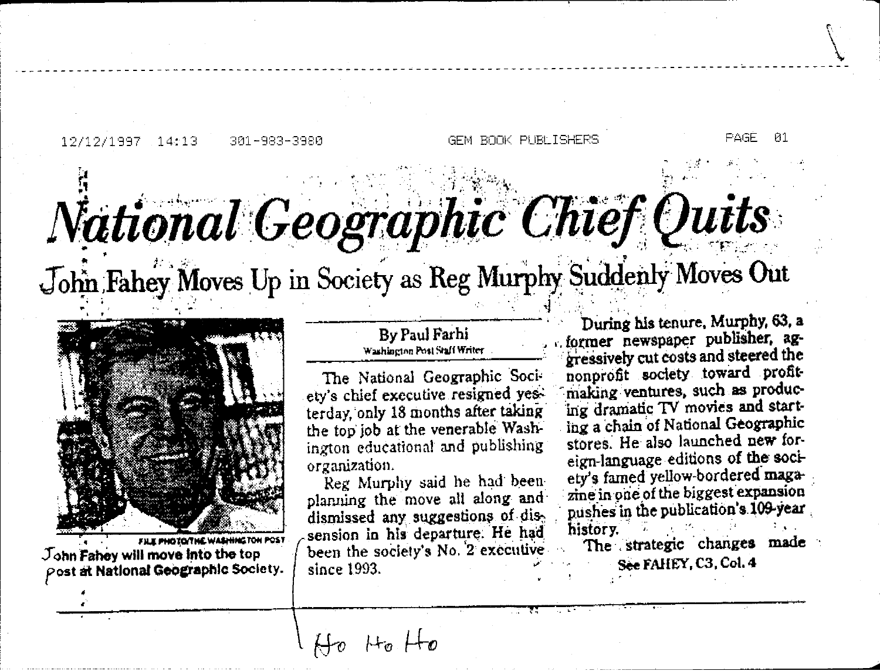12/12/1997 14:13 301-983-3980 GEM BOOK PUBLISHERS

# National Geographic Chief Quits

## John Fahey Moves Up in Society as Reg Murphy Suddenly Moves Out

FILE PHOTO/THE WASHINGTON POST

John Fahey will move into the top post at National Geographic Society.

By Paul Farhi
Washington Post Staff Writer

The National Geographic Society's chief executive resigned yesterday, only 18 months after taking the top job at the venerable Washington educational and publishing organization.

Reg Murphy said he had been planning the move all along and dismissed any suggestions of dissension in his departure. He had been the society's No. 2 executive since 1993.

During his tenure, Murphy, 63, a former newspaper publisher, aggressively cut costs and steered the nonprofit society toward profit-making ventures, such as producing dramatic TV movies and starting a chain of National Geographic stores. He also launched new foreign-language editions of the society's famed yellow-bordered magazine in one of the biggest expansion pushes in the publication's 109-year history.

The strategic changes made

See FAHEY, C3, Col. 4

Ho Ho Ho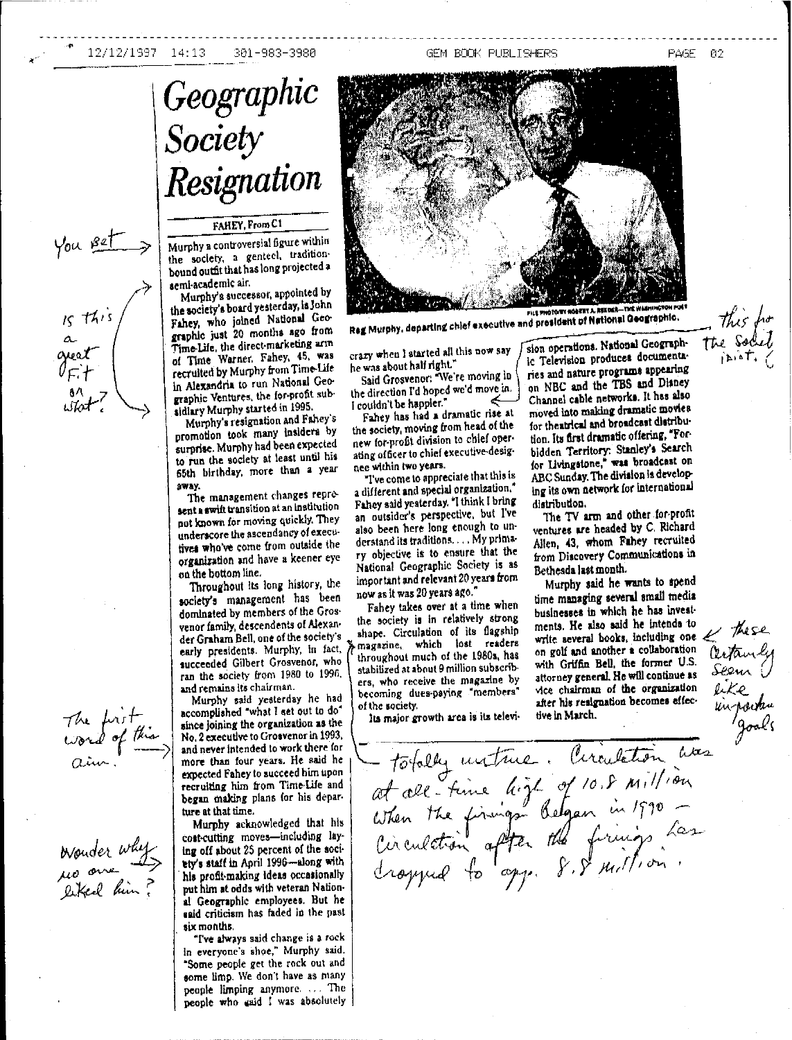# Geographic Society Resignation

FAHEY, From C1

Murphy a controversial figure within the society, a genteel, tradition-bound outfit that has long projected a semi-academic air.

Murphy's successor, appointed by the society's board yesterday, is John Fahey, who joined National Geographic just 20 months ago from Time-Life, the direct-marketing arm of Time Warner. Fahey, 45, was recruited by Murphy from Time-Life in Alexandria to run National Geographic Ventures, the for-profit subsidiary Murphy started in 1995.

Murphy's resignation and Fahey's promotion took many insiders by surprise. Murphy had been expected to run the society at least until his 65th birthday, more than a year away.

The management changes represent a swift transition at an institution not known for moving quickly. They underscore the ascendancy of executives who've come from outside the organization and have a keener eye on the bottom line.

Throughout its long history, the society's management has been dominated by members of the Grosvenor family, descendants of Alexander Graham Bell, one of the society's early presidents. Murphy, in fact, succeeded Gilbert Grosvenor, who ran the society from 1980 to 1996, and remains its chairman.

Murphy said yesterday he had accomplished "what I set out to do" since joining the organization as the No. 2 executive to Grosvenor in 1993, and never intended to work there for more than four years. He said he expected Fahey to succeed him upon recruiting him from Time-Life and began making plans for his departure at that time.

Murphy acknowledged that his cost-cutting moves—including laying off about 25 percent of the society's staff in April 1996—along with his profit-making ideas occasionally put him at odds with veteran National Geographic employees. But he said criticism has faded in the past six months.

"I've always said change is a rock in everyone's shoe," Murphy said. "Some people get the rock out and some limp. We don't have as many people limping anymore. . . . The people who said I was absolutely crazy when I started all this now say he was about half right."

Said Grosvenor: "We're moving in the direction I'd hoped we'd move in. I couldn't be happier."

Fahey has had a dramatic rise at the society, moving from head of the new for-profit division to chief operating officer to chief executive-designee within two years.

"I've come to appreciate that this is a different and special organization," Fahey said yesterday. "I think I bring an outsider's perspective, but I've also been here long enough to understand its traditions. . . . My primary objective is to ensure that the National Geographic Society is as important and relevant 20 years from now as it was 20 years ago."

Fahey takes over at a time when the society is in relatively strong shape. Circulation of its flagship magazine, which lost readers throughout much of the 1980s, has stabilized at about 9 million subscribers, who receive the magazine by becoming dues-paying "members" of the society.

Its major growth area is its television operations. National Geographic Television produces documentaries and nature programs appearing on NBC and the TBS and Disney Channel cable networks. It has also moved into making dramatic movies for theatrical and broadcast distribution. Its first dramatic offering, "Forbidden Territory: Stanley's Search for Livingstone," was broadcast on ABC Sunday. The division is developing its own network for international distribution.

The TV arm and other for-profit ventures are headed by C. Richard Allen, 43, whom Fahey recruited from Discovery Communications in Bethesda last month.

Murphy said he wants to spend time managing several small media businesses in which he has investments. He also said he intends to write several books, including one on golf and another a collaboration with Griffin Bell, the former U.S. attorney general. He will continue as vice chairman of the organization after his resignation becomes effective in March.

FILE PHOTO BY ROBERT A. REEDER—THE WASHINGTON POST

Reg Murphy, departing chief executive and president of National Geographic.

You bet

Is this a great fit or what?

The first word of this aim.

Wonder why no one liked him?

This for the Society (?)

These certainly seem like un-profit goals

totally untrue. Circulation was at all-time high of 10.8 million when the firings began in 1990 – circulation after the firings has dropped to app. 8.8 million.